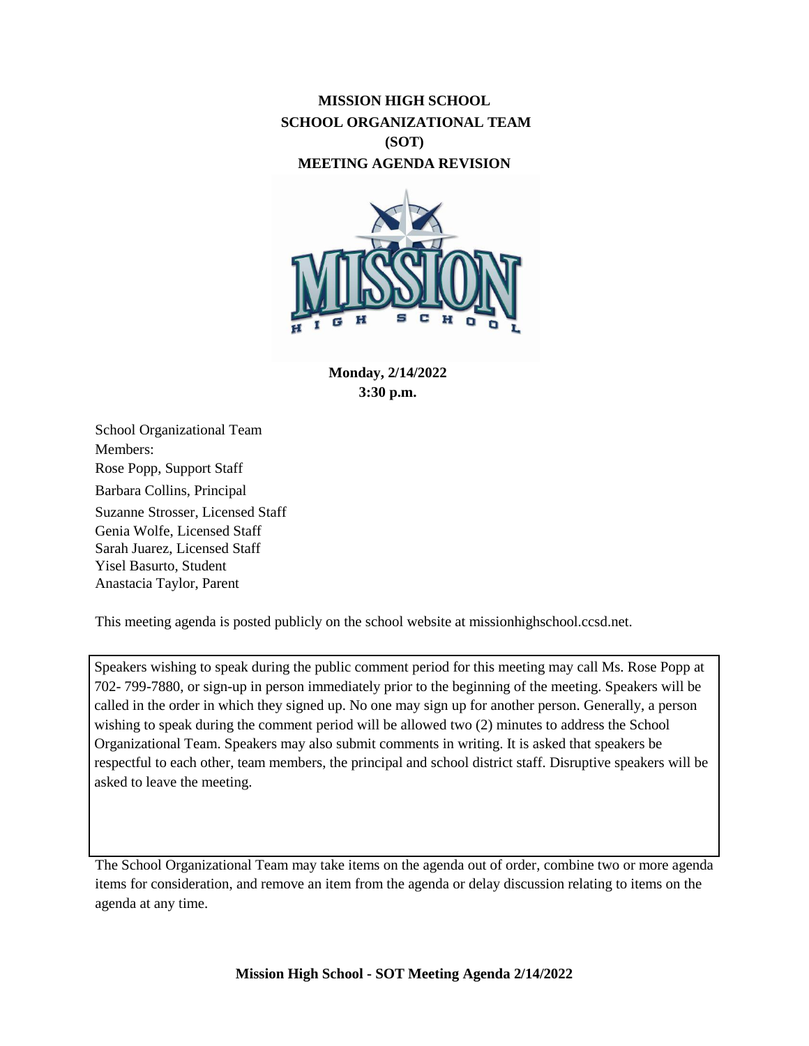# MISSION HIGH SCHOOL
# SCHOOL ORGANIZATIONAL TEAM
# (SOT)
# MEETING AGENDA REVISION

**Monday, 2/14/2022**
**3:30 p.m.**

School Organizational Team Members:
Rose Popp, Support Staff
Barbara Collins, Principal
Suzanne Strosser, Licensed Staff
Genia Wolfe, Licensed Staff
Sarah Juarez, Licensed Staff
Yisel Basurto, Student
Anastacia Taylor, Parent

This meeting agenda is posted publicly on the school website at missionhighschool.ccsd.net.

Speakers wishing to speak during the public comment period for this meeting may call Ms. Rose Popp at 702- 799-7880, or sign-up in person immediately prior to the beginning of the meeting. Speakers will be called in the order in which they signed up. No one may sign up for another person. Generally, a person wishing to speak during the comment period will be allowed two (2) minutes to address the School Organizational Team. Speakers may also submit comments in writing. It is asked that speakers be respectful to each other, team members, the principal and school district staff. Disruptive speakers will be asked to leave the meeting.

The School Organizational Team may take items on the agenda out of order, combine two or more agenda items for consideration, and remove an item from the agenda or delay discussion relating to items on the agenda at any time.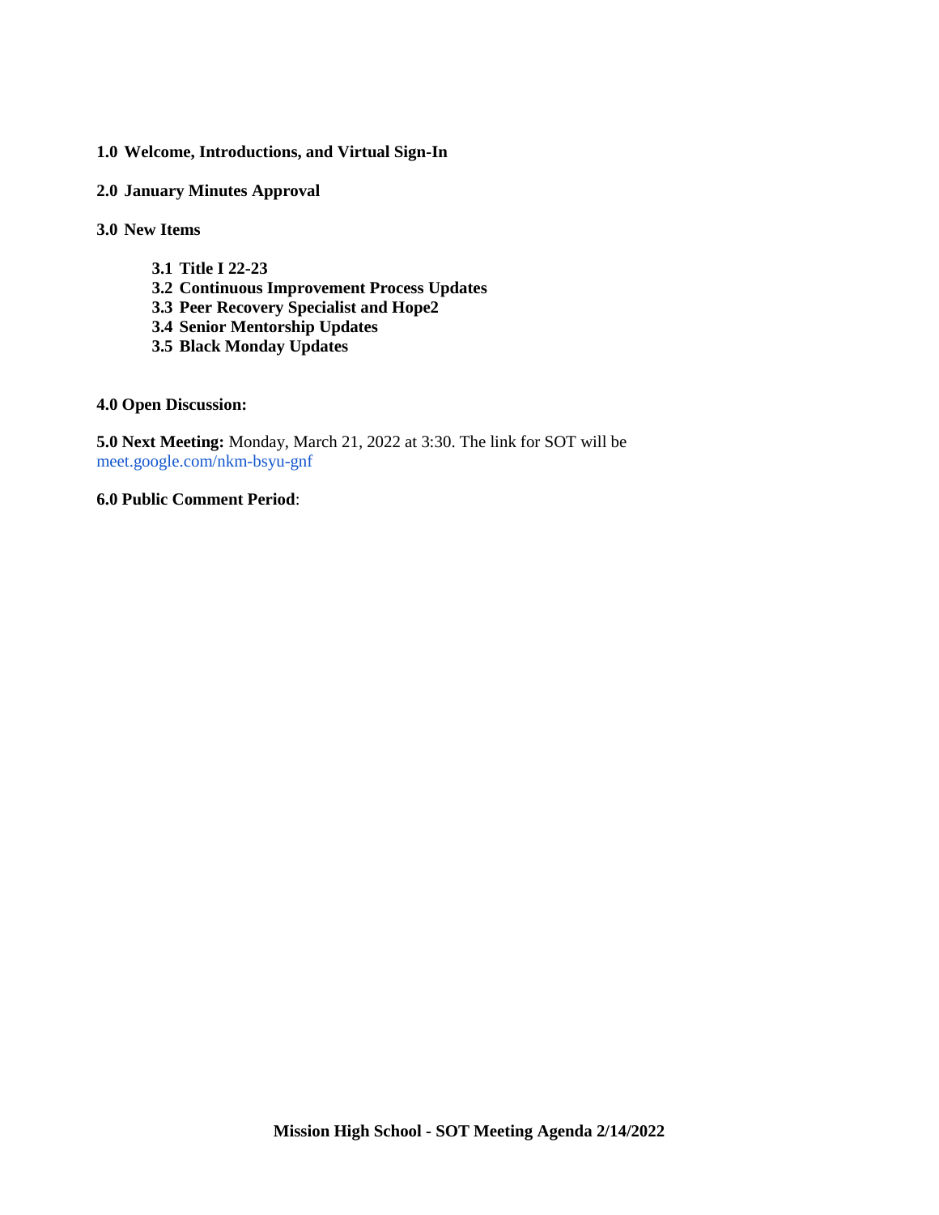**1.0 Welcome, Introductions, and Virtual Sign-In**

**2.0 January Minutes Approval**

**3.0 New Items**

- **3.1 Title I 22-23**
- **3.2 Continuous Improvement Process Updates**
- **3.3 Peer Recovery Specialist and Hope2**
- **3.4 Senior Mentorship Updates**
- **3.5 Black Monday Updates**

**4.0 Open Discussion:**

**5.0 Next Meeting:** Monday, March 21, 2022 at 3:30. The link for SOT will be meet.google.com/nkm-bsyu-gnf

**6.0 Public Comment Period**: